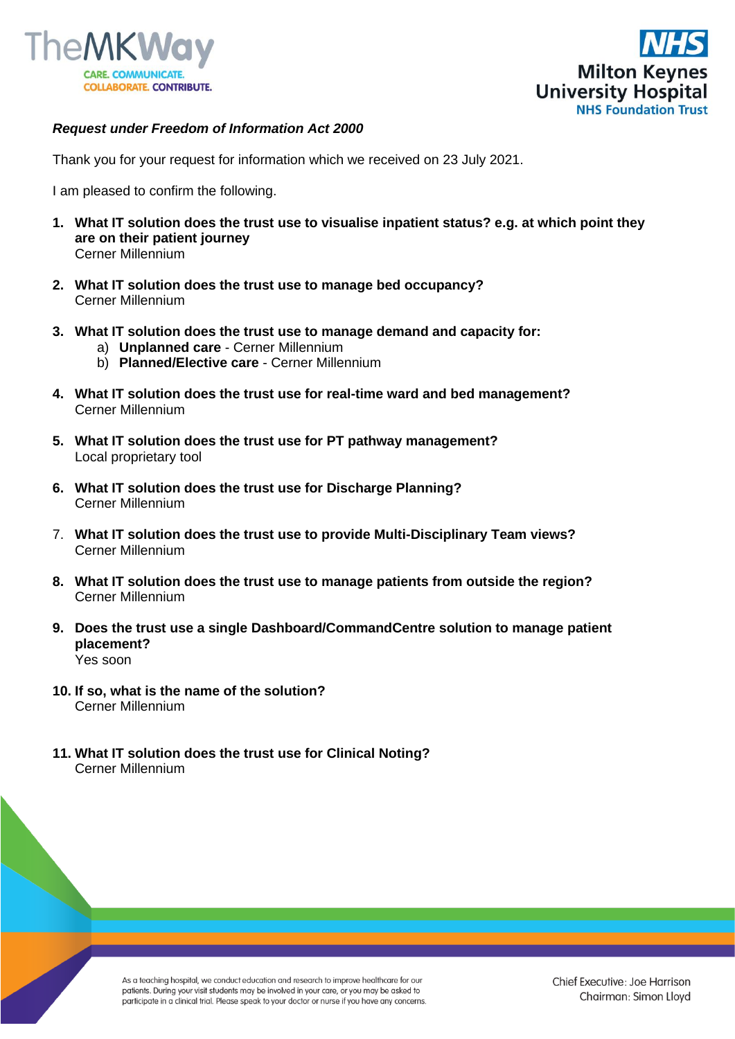*Request under Freedom of Information Act 2000*

Thank you for your request for information which we received on 23 July 2021.

I am pleased to confirm the following.

1. **What IT solution does the trust use to visualise inpatient status? e.g. at which point they are on their patient journey**
   Cerner Millennium

2. **What IT solution does the trust use to manage bed occupancy?**
   Cerner Millennium

3. **What IT solution does the trust use to manage demand and capacity for:**
   a) **Unplanned care** - Cerner Millennium
   b) **Planned/Elective care** - Cerner Millennium

4. **What IT solution does the trust use for real-time ward and bed management?**
   Cerner Millennium

5. **What IT solution does the trust use for PT pathway management?**
   Local proprietary tool

6. **What IT solution does the trust use for Discharge Planning?**
   Cerner Millennium

7. **What IT solution does the trust use to provide Multi-Disciplinary Team views?**
   Cerner Millennium

8. **What IT solution does the trust use to manage patients from outside the region?**
   Cerner Millennium

9. **Does the trust use a single Dashboard/CommandCentre solution to manage patient placement?**
   Yes soon

10. **If so, what is the name of the solution?**
    Cerner Millennium

11. **What IT solution does the trust use for Clinical Noting?**
    Cerner Millennium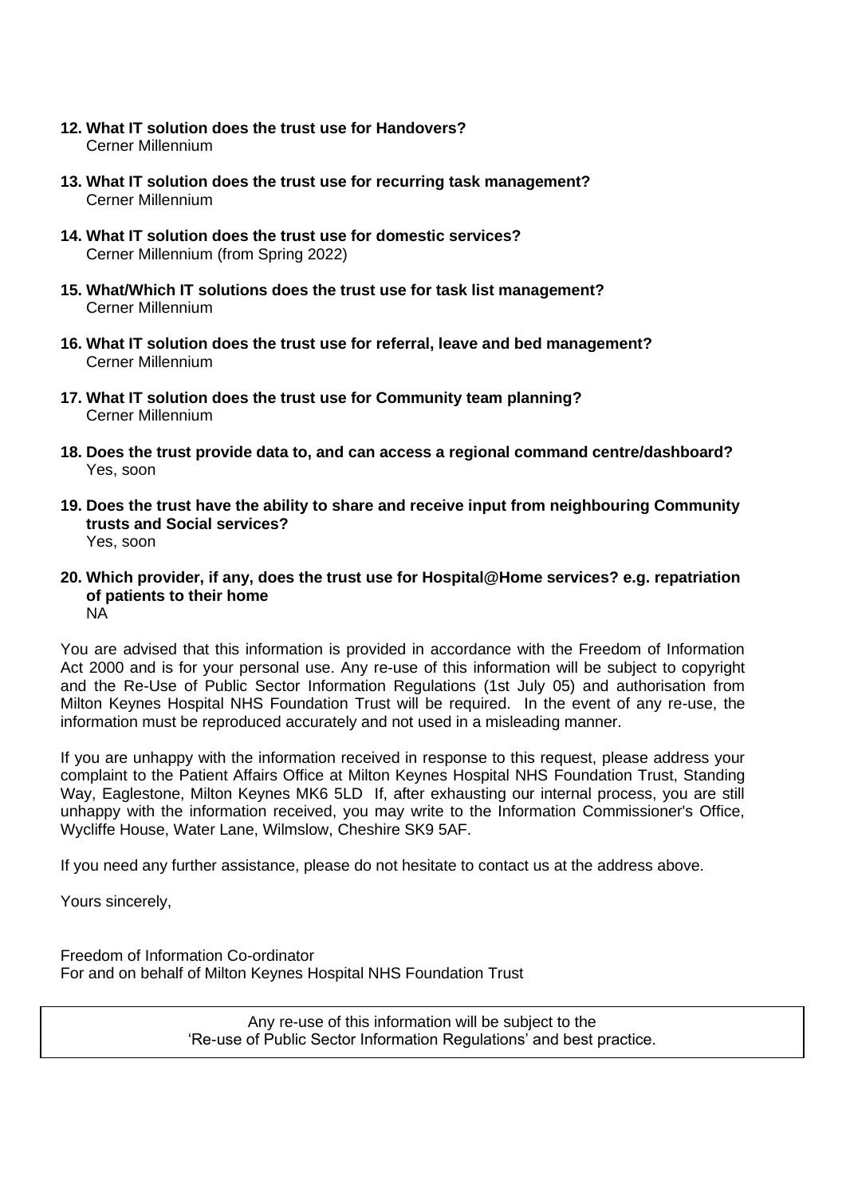**12. What IT solution does the trust use for Handovers?**
Cerner Millennium

**13. What IT solution does the trust use for recurring task management?**
Cerner Millennium

**14. What IT solution does the trust use for domestic services?**
Cerner Millennium (from Spring 2022)

**15. What/Which IT solutions does the trust use for task list management?**
Cerner Millennium

**16. What IT solution does the trust use for referral, leave and bed management?**
Cerner Millennium

**17. What IT solution does the trust use for Community team planning?**
Cerner Millennium

**18. Does the trust provide data to, and can access a regional command centre/dashboard?**
Yes, soon

**19. Does the trust have the ability to share and receive input from neighbouring Community trusts and Social services?**
Yes, soon

**20. Which provider, if any, does the trust use for Hospital@Home services? e.g. repatriation of patients to their home**
NA

You are advised that this information is provided in accordance with the Freedom of Information Act 2000 and is for your personal use. Any re-use of this information will be subject to copyright and the Re-Use of Public Sector Information Regulations (1st July 05) and authorisation from Milton Keynes Hospital NHS Foundation Trust will be required. In the event of any re-use, the information must be reproduced accurately and not used in a misleading manner.

If you are unhappy with the information received in response to this request, please address your complaint to the Patient Affairs Office at Milton Keynes Hospital NHS Foundation Trust, Standing Way, Eaglestone, Milton Keynes MK6 5LD If, after exhausting our internal process, you are still unhappy with the information received, you may write to the Information Commissioner's Office, Wycliffe House, Water Lane, Wilmslow, Cheshire SK9 5AF.

If you need any further assistance, please do not hesitate to contact us at the address above.

Yours sincerely,

Freedom of Information Co-ordinator
For and on behalf of Milton Keynes Hospital NHS Foundation Trust

Any re-use of this information will be subject to the
'Re-use of Public Sector Information Regulations' and best practice.